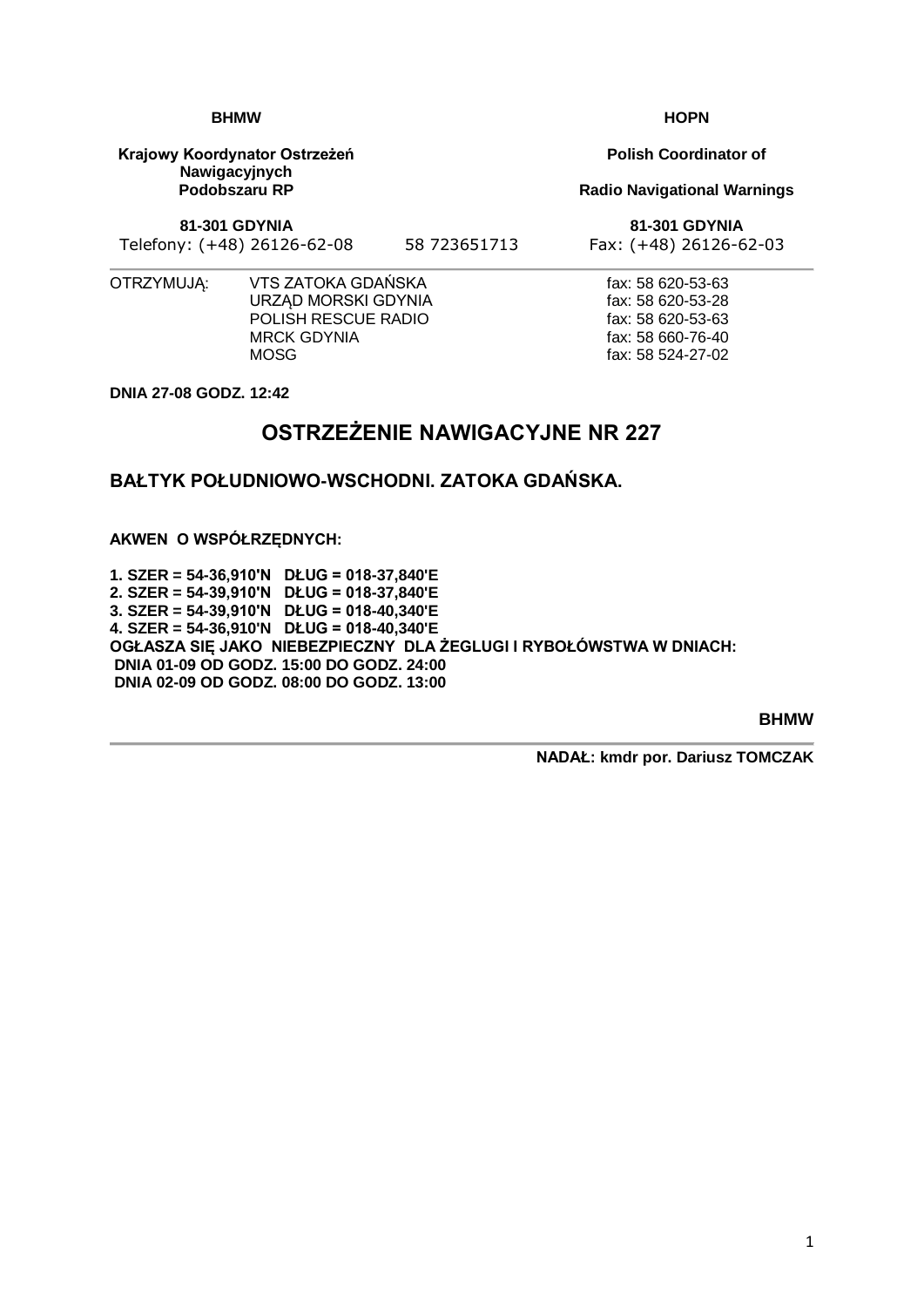| BHMW | | HOPN |
|---|---|---|
| **Krajowy Koordynator Ostrzeżeń Nawigacyjnych Podobszaru RP** | | **Polish Coordinator of Radio Navigational Warnings** |
| **81-301 GDYNIA** | | **81-301 GDYNIA** |
| Telefony: (+48) 26126-62-08 | 58 723651713 | Fax: (+48) 26126-62-03 |

| OTRZYMUJĄ: | | |
|---|---|---|
| | VTS ZATOKA GDAŃSKA | fax: 58 620-53-63 |
| | URZĄD MORSKI GDYNIA | fax: 58 620-53-28 |
| | POLISH RESCUE RADIO | fax: 58 620-53-63 |
| | MRCK GDYNIA | fax: 58 660-76-40 |
| | MOSG | fax: 58 524-27-02 |

**DNIA 27-08 GODZ. 12:42**

# OSTRZEŻENIE NAWIGACYJNE NR 227

## BAŁTYK POŁUDNIOWO-WSCHODNI. ZATOKA GDAŃSKA.

**AKWEN O WSPÓŁRZĘDNYCH:**

**1. SZER = 54-36,910'N DŁUG = 018-37,840'E**
**2. SZER = 54-39,910'N DŁUG = 018-37,840'E**
**3. SZER = 54-39,910'N DŁUG = 018-40,340'E**
**4. SZER = 54-36,910'N DŁUG = 018-40,340'E**
**OGŁASZA SIĘ JAKO NIEBEZPIECZNY DLA ŻEGLUGI I RYBOŁÓWSTWA W DNIACH:**
**DNIA 01-09 OD GODZ. 15:00 DO GODZ. 24:00**
**DNIA 02-09 OD GODZ. 08:00 DO GODZ. 13:00**

**BHMW**

---

**NADAŁ: kmdr por. Dariusz TOMCZAK**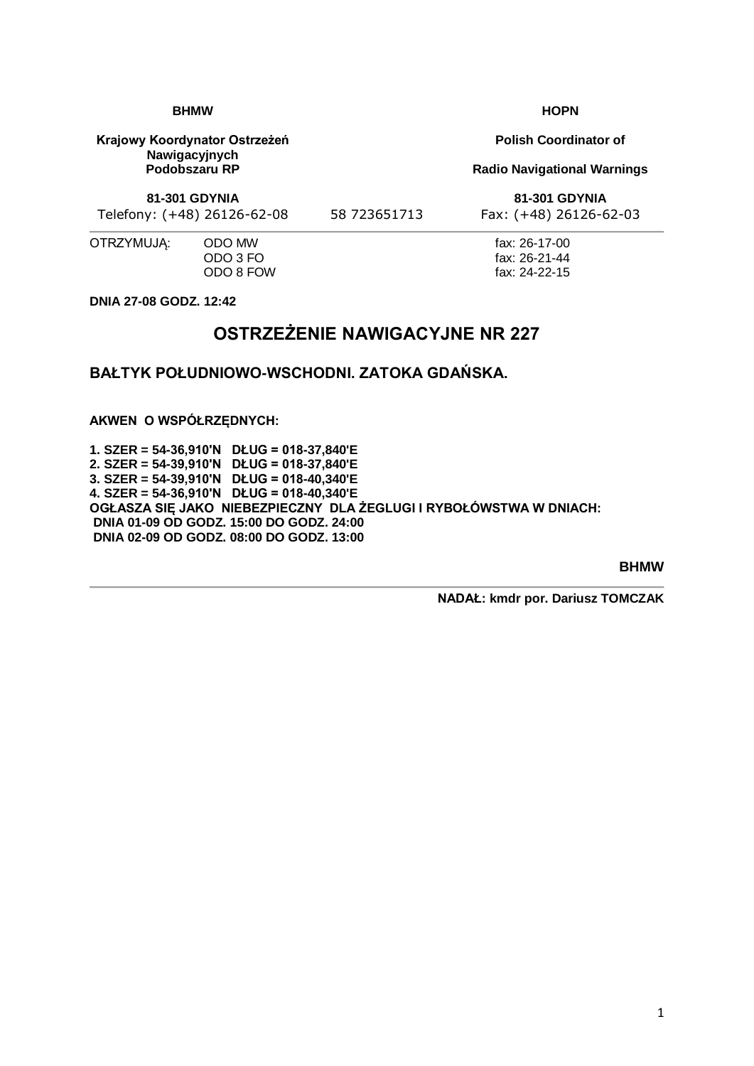| **BHMW** | | **HOPN** |
|---|---|---|
| **Krajowy Koordynator Ostrzeżeń Nawigacyjnych Podobszaru RP** | | **Polish Coordinator of Radio Navigational Warnings** |
| **81-301 GDYNIA** | | **81-301 GDYNIA** |
| Telefony: (+48) 26126-62-08 | 58 723651713 | Fax: (+48) 26126-62-03 |

| | | |
|---|---|---|
| OTRZYMUJĄ: | ODO MW | fax: 26-17-00 |
| | ODO 3 FO | fax: 26-21-44 |
| | ODO 8 FOW | fax: 24-22-15 |

**DNIA 27-08 GODZ. 12:42**

# OSTRZEŻENIE NAWIGACYJNE NR 227

## BAŁTYK POŁUDNIOWO-WSCHODNI. ZATOKA GDAŃSKA.

**AKWEN O WSPÓŁRZĘDNYCH:**

**1. SZER = 54-36,910'N DŁUG = 018-37,840'E**
**2. SZER = 54-39,910'N DŁUG = 018-37,840'E**
**3. SZER = 54-39,910'N DŁUG = 018-40,340'E**
**4. SZER = 54-36,910'N DŁUG = 018-40,340'E**
**OGŁASZA SIĘ JAKO NIEBEZPIECZNY DLA ŻEGLUGI I RYBOŁÓWSTWA W DNIACH:**
**DNIA 01-09 OD GODZ. 15:00 DO GODZ. 24:00**
**DNIA 02-09 OD GODZ. 08:00 DO GODZ. 13:00**

**BHMW**

---

**NADAŁ: kmdr por. Dariusz TOMCZAK**